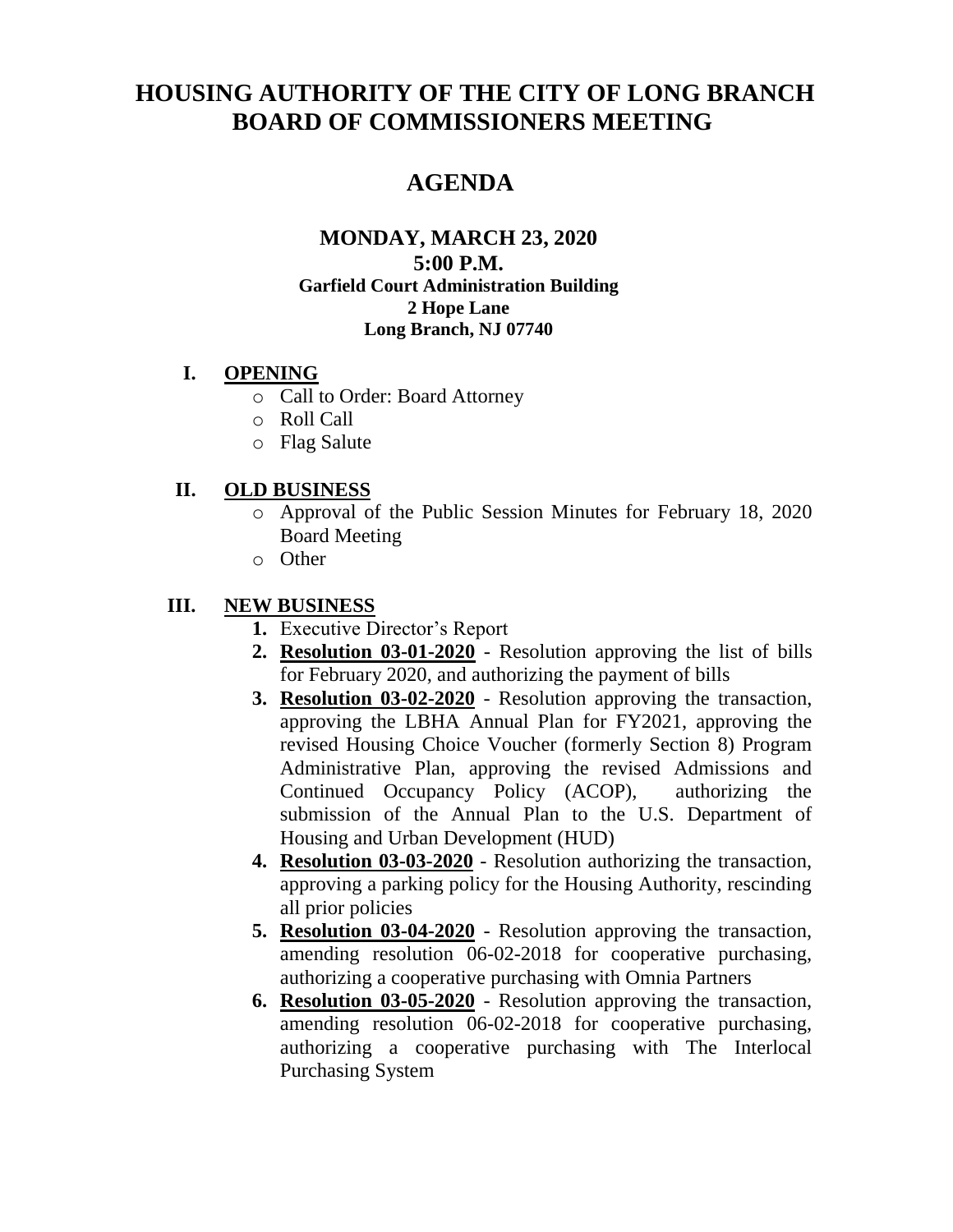# HOUSING AUTHORITY OF THE CITY OF LONG BRANCH BOARD OF COMMISSIONERS MEETING

## AGENDA

### MONDAY, MARCH 23, 2020
### 5:00 P.M.

**Garfield Court Administration Building**
**2 Hope Lane**
**Long Branch, NJ 07740**

**I. OPENING**

- Call to Order: Board Attorney
- Roll Call
- Flag Salute

**II. OLD BUSINESS**

- Approval of the Public Session Minutes for February 18, 2020 Board Meeting
- Other

**III. NEW BUSINESS**

1. Executive Director's Report
2. **Resolution 03-01-2020** - Resolution approving the list of bills for February 2020, and authorizing the payment of bills
3. **Resolution 03-02-2020** - Resolution approving the transaction, approving the LBHA Annual Plan for FY2021, approving the revised Housing Choice Voucher (formerly Section 8) Program Administrative Plan, approving the revised Admissions and Continued Occupancy Policy (ACOP), authorizing the submission of the Annual Plan to the U.S. Department of Housing and Urban Development (HUD)
4. **Resolution 03-03-2020** - Resolution authorizing the transaction, approving a parking policy for the Housing Authority, rescinding all prior policies
5. **Resolution 03-04-2020** - Resolution approving the transaction, amending resolution 06-02-2018 for cooperative purchasing, authorizing a cooperative purchasing with Omnia Partners
6. **Resolution 03-05-2020** - Resolution approving the transaction, amending resolution 06-02-2018 for cooperative purchasing, authorizing a cooperative purchasing with The Interlocal Purchasing System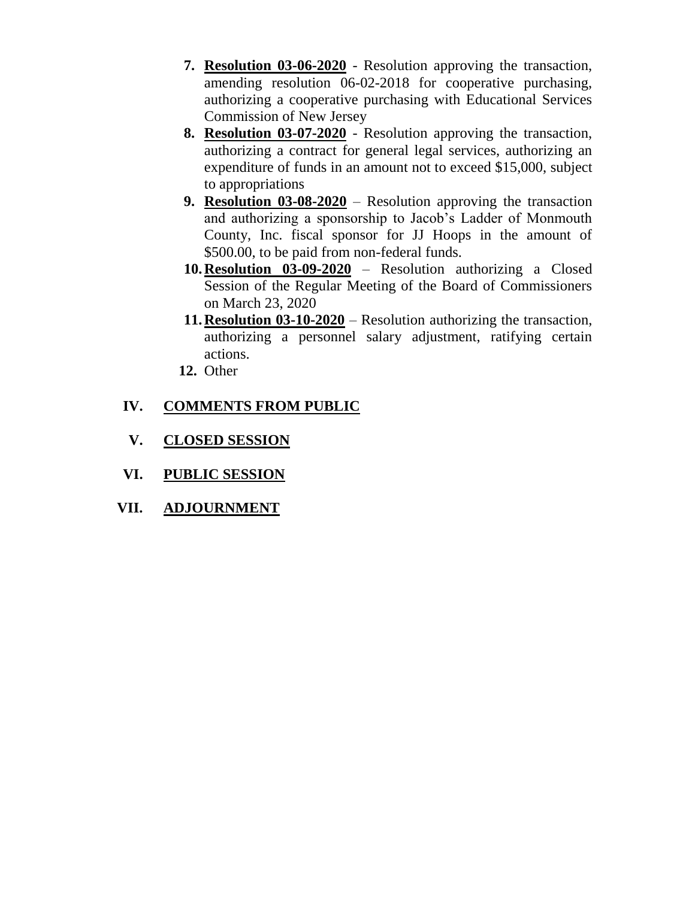7. **Resolution 03-06-2020** - Resolution approving the transaction, amending resolution 06-02-2018 for cooperative purchasing, authorizing a cooperative purchasing with Educational Services Commission of New Jersey
8. **Resolution 03-07-2020** - Resolution approving the transaction, authorizing a contract for general legal services, authorizing an expenditure of funds in an amount not to exceed $15,000, subject to appropriations
9. **Resolution 03-08-2020** – Resolution approving the transaction and authorizing a sponsorship to Jacob's Ladder of Monmouth County, Inc. fiscal sponsor for JJ Hoops in the amount of $500.00, to be paid from non-federal funds.
10. **Resolution 03-09-2020** – Resolution authorizing a Closed Session of the Regular Meeting of the Board of Commissioners on March 23, 2020
11. **Resolution 03-10-2020** – Resolution authorizing the transaction, authorizing a personnel salary adjustment, ratifying certain actions.
12. Other

## IV. COMMENTS FROM PUBLIC

## V. CLOSED SESSION

## VI. PUBLIC SESSION

## VII. ADJOURNMENT